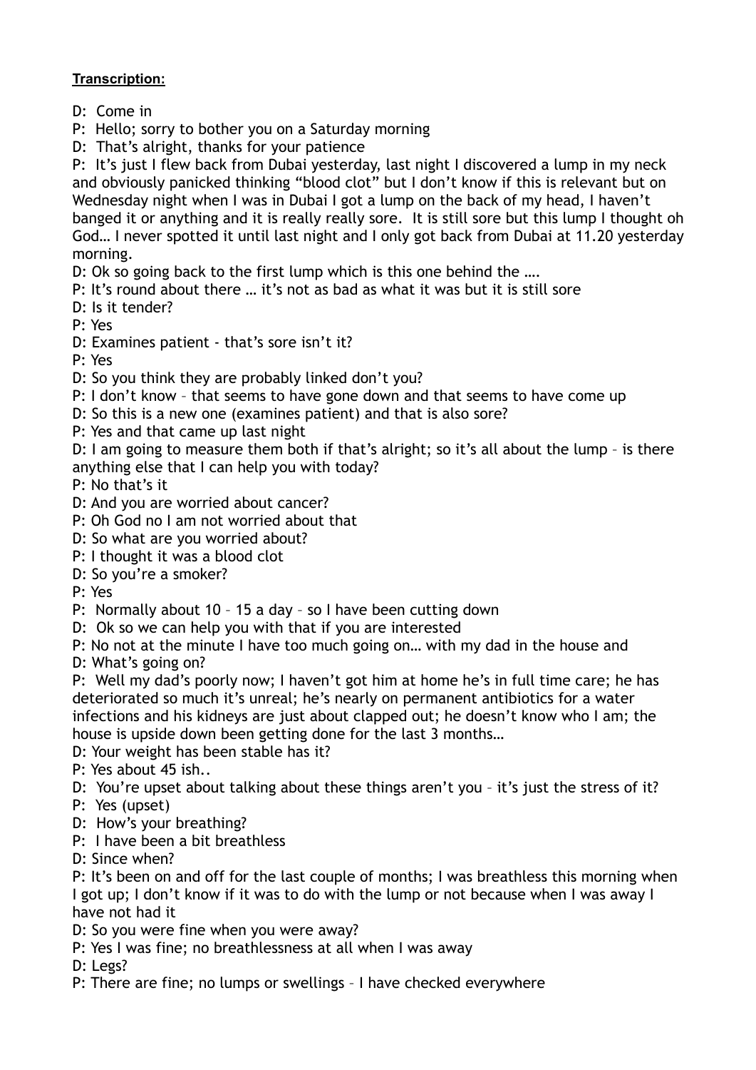**Transcription:**

D: Come in

P: Hello; sorry to bother you on a Saturday morning

D: That's alright, thanks for your patience

P: It's just I flew back from Dubai yesterday, last night I discovered a lump in my neck and obviously panicked thinking "blood clot" but I don't know if this is relevant but on Wednesday night when I was in Dubai I got a lump on the back of my head, I haven't banged it or anything and it is really really sore. It is still sore but this lump I thought oh God… I never spotted it until last night and I only got back from Dubai at 11.20 yesterday morning.

D: Ok so going back to the first lump which is this one behind the ….

P: It's round about there … it's not as bad as what it was but it is still sore

D: Is it tender?

P: Yes

D: Examines patient - that's sore isn't it?

P: Yes

D: So you think they are probably linked don't you?

P: I don't know – that seems to have gone down and that seems to have come up

D: So this is a new one (examines patient) and that is also sore?

P: Yes and that came up last night

D: I am going to measure them both if that's alright; so it's all about the lump – is there anything else that I can help you with today?

P: No that's it

D: And you are worried about cancer?

P: Oh God no I am not worried about that

D: So what are you worried about?

P: I thought it was a blood clot

D: So you're a smoker?

P: Yes

P: Normally about 10 – 15 a day – so I have been cutting down

D: Ok so we can help you with that if you are interested

P: No not at the minute I have too much going on… with my dad in the house and

D: What's going on?

P: Well my dad's poorly now; I haven't got him at home he's in full time care; he has deteriorated so much it's unreal; he's nearly on permanent antibiotics for a water infections and his kidneys are just about clapped out; he doesn't know who I am; the house is upside down been getting done for the last 3 months…

D: Your weight has been stable has it?

P: Yes about 45 ish..

D: You're upset about talking about these things aren't you – it's just the stress of it?

P: Yes (upset)

D: How's your breathing?

P: I have been a bit breathless

D: Since when?

P: It's been on and off for the last couple of months; I was breathless this morning when I got up; I don't know if it was to do with the lump or not because when I was away I have not had it

D: So you were fine when you were away?

P: Yes I was fine; no breathlessness at all when I was away

D: Legs?

P: There are fine; no lumps or swellings – I have checked everywhere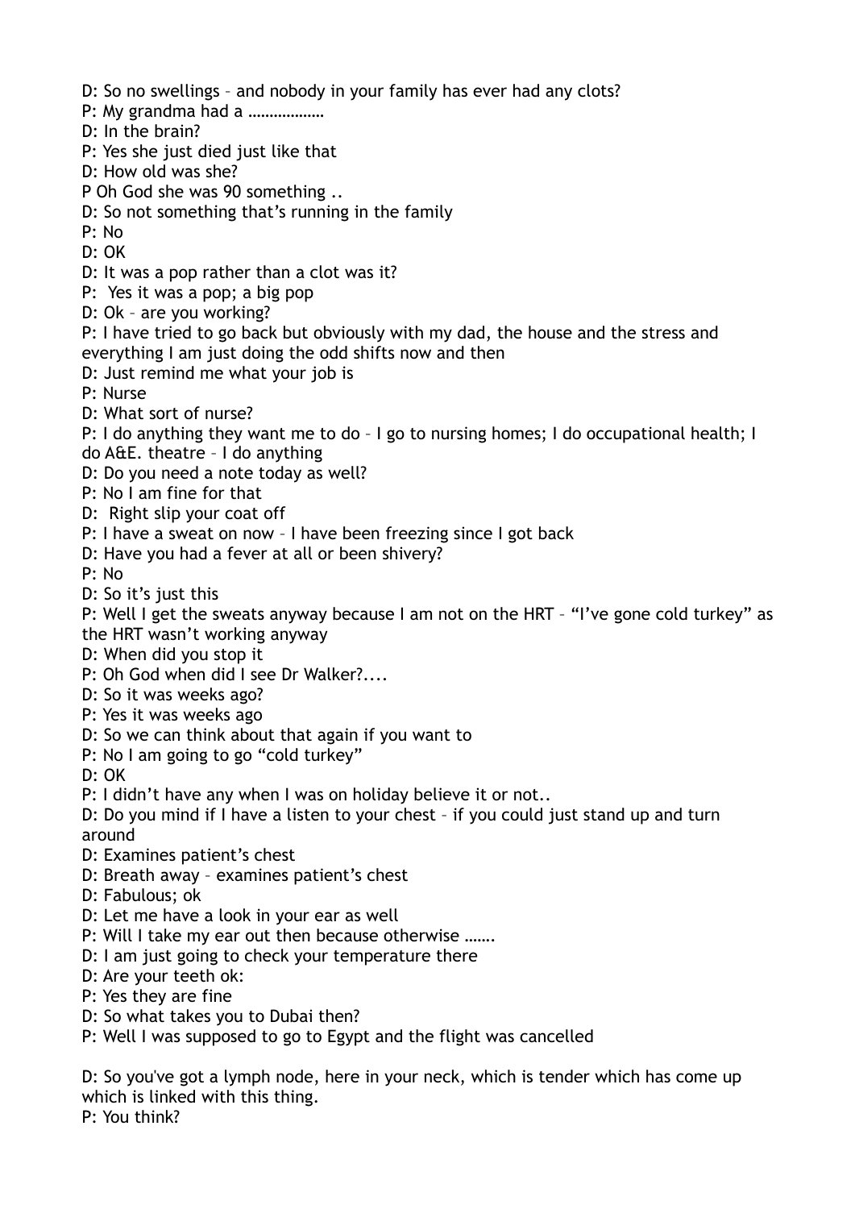D: So no swellings – and nobody in your family has ever had any clots?
P: My grandma had a ………………
D: In the brain?
P: Yes she just died just like that
D: How old was she?
P Oh God she was 90 something ..
D: So not something that's running in the family
P: No
D: OK
D: It was a pop rather than a clot was it?
P: Yes it was a pop; a big pop
D: Ok – are you working?
P: I have tried to go back but obviously with my dad, the house and the stress and everything I am just doing the odd shifts now and then
D: Just remind me what your job is
P: Nurse
D: What sort of nurse?
P: I do anything they want me to do – I go to nursing homes; I do occupational health; I do A&E. theatre – I do anything
D: Do you need a note today as well?
P: No I am fine for that
D: Right slip your coat off
P: I have a sweat on now – I have been freezing since I got back
D: Have you had a fever at all or been shivery?
P: No
D: So it's just this
P: Well I get the sweats anyway because I am not on the HRT – "I've gone cold turkey" as the HRT wasn't working anyway
D: When did you stop it
P: Oh God when did I see Dr Walker?....
D: So it was weeks ago?
P: Yes it was weeks ago
D: So we can think about that again if you want to
P: No I am going to go "cold turkey"
D: OK
P: I didn't have any when I was on holiday believe it or not..
D: Do you mind if I have a listen to your chest – if you could just stand up and turn around
D: Examines patient's chest
D: Breath away – examines patient's chest
D: Fabulous; ok
D: Let me have a look in your ear as well
P: Will I take my ear out then because otherwise …….
D: I am just going to check your temperature there
D: Are your teeth ok:
P: Yes they are fine
D: So what takes you to Dubai then?
P: Well I was supposed to go to Egypt and the flight was cancelled

D: So you've got a lymph node, here in your neck, which is tender which has come up which is linked with this thing.
P: You think?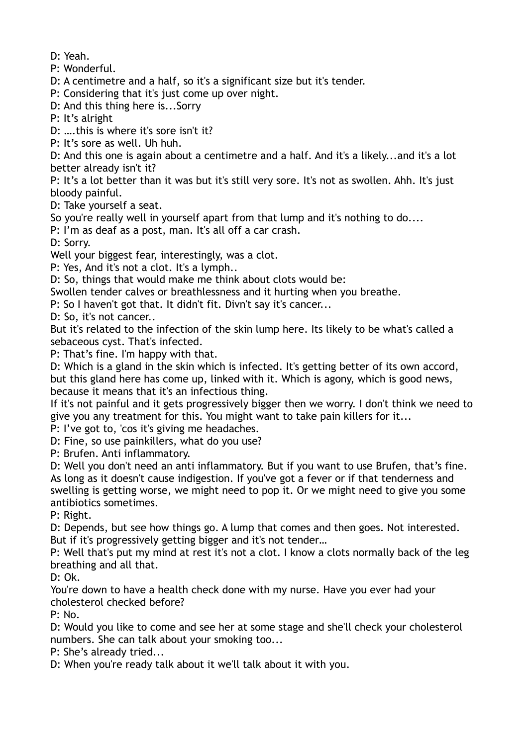D: Yeah.

P: Wonderful.

D: A centimetre and a half, so it's a significant size but it's tender.

P: Considering that it's just come up over night.

D: And this thing here is...Sorry

P: It's alright

D: ….this is where it's sore isn't it?

P: It's sore as well. Uh huh.

D: And this one is again about a centimetre and a half. And it's a likely...and it's a lot better already isn't it?

P: It's a lot better than it was but it's still very sore. It's not as swollen. Ahh. It's just bloody painful.

D: Take yourself a seat.

So you're really well in yourself apart from that lump and it's nothing to do....

P: I'm as deaf as a post, man. It's all off a car crash.

D: Sorry.

Well your biggest fear, interestingly, was a clot.

P: Yes, And it's not a clot. It's a lymph..

D: So, things that would make me think about clots would be:

Swollen tender calves or breathlessness and it hurting when you breathe.

P: So I haven't got that. It didn't fit. Divn't say it's cancer...

D: So, it's not cancer..

But it's related to the infection of the skin lump here. Its likely to be what's called a sebaceous cyst. That's infected.

P: That's fine. I'm happy with that.

D: Which is a gland in the skin which is infected. It's getting better of its own accord, but this gland here has come up, linked with it. Which is agony, which is good news, because it means that it's an infectious thing.

If it's not painful and it gets progressively bigger then we worry. I don't think we need to give you any treatment for this. You might want to take pain killers for it...

P: I've got to, 'cos it's giving me headaches.

D: Fine, so use painkillers, what do you use?

P: Brufen. Anti inflammatory.

D: Well you don't need an anti inflammatory. But if you want to use Brufen, that's fine. As long as it doesn't cause indigestion. If you've got a fever or if that tenderness and swelling is getting worse, we might need to pop it. Or we might need to give you some antibiotics sometimes.

P: Right.

D: Depends, but see how things go. A lump that comes and then goes. Not interested. But if it's progressively getting bigger and it's not tender…

P: Well that's put my mind at rest it's not a clot. I know a clots normally back of the leg breathing and all that.

D: Ok.

You're down to have a health check done with my nurse. Have you ever had your cholesterol checked before?

P: No.

D: Would you like to come and see her at some stage and she'll check your cholesterol numbers. She can talk about your smoking too...

P: She's already tried...

D: When you're ready talk about it we'll talk about it with you.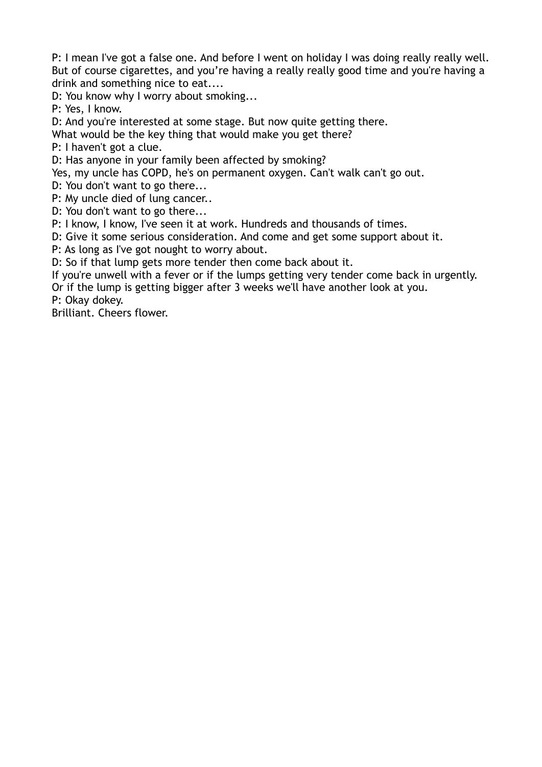P: I mean I've got a false one. And before I went on holiday I was doing really really well. But of course cigarettes, and you're having a really really good time and you're having a drink and something nice to eat....

D: You know why I worry about smoking...

P: Yes, I know.

D: And you're interested at some stage. But now quite getting there.

What would be the key thing that would make you get there?

P: I haven't got a clue.

D: Has anyone in your family been affected by smoking?

Yes, my uncle has COPD, he's on permanent oxygen. Can't walk can't go out.

D: You don't want to go there...

P: My uncle died of lung cancer..

D: You don't want to go there...

P: I know, I know, I've seen it at work. Hundreds and thousands of times.

D: Give it some serious consideration. And come and get some support about it.

P: As long as I've got nought to worry about.

D: So if that lump gets more tender then come back about it.

If you're unwell with a fever or if the lumps getting very tender come back in urgently.

Or if the lump is getting bigger after 3 weeks we'll have another look at you.

P: Okay dokey.

Brilliant. Cheers flower.